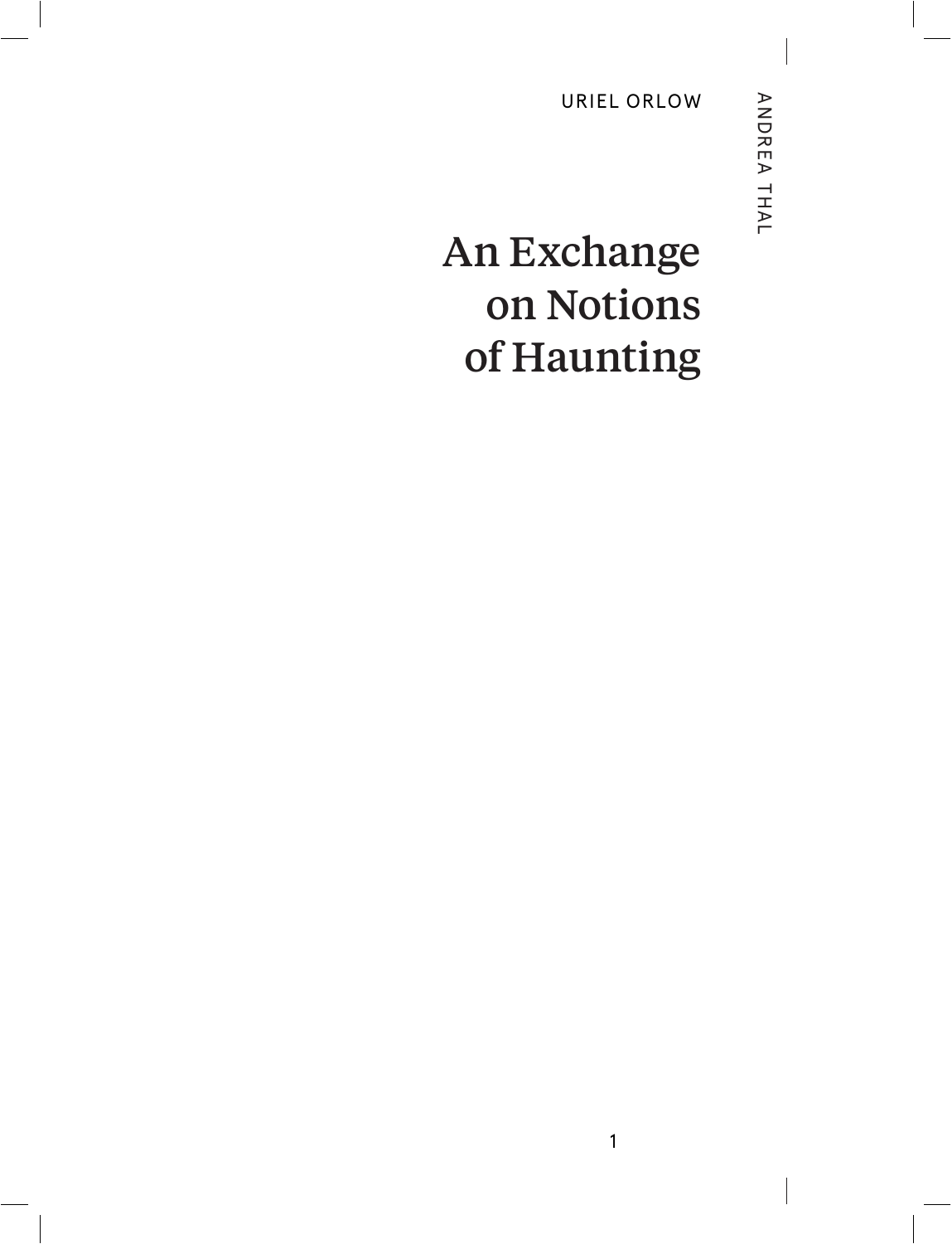URIEL ORLOW

ANDREA THAL

# An Exchange on Notions of Haunting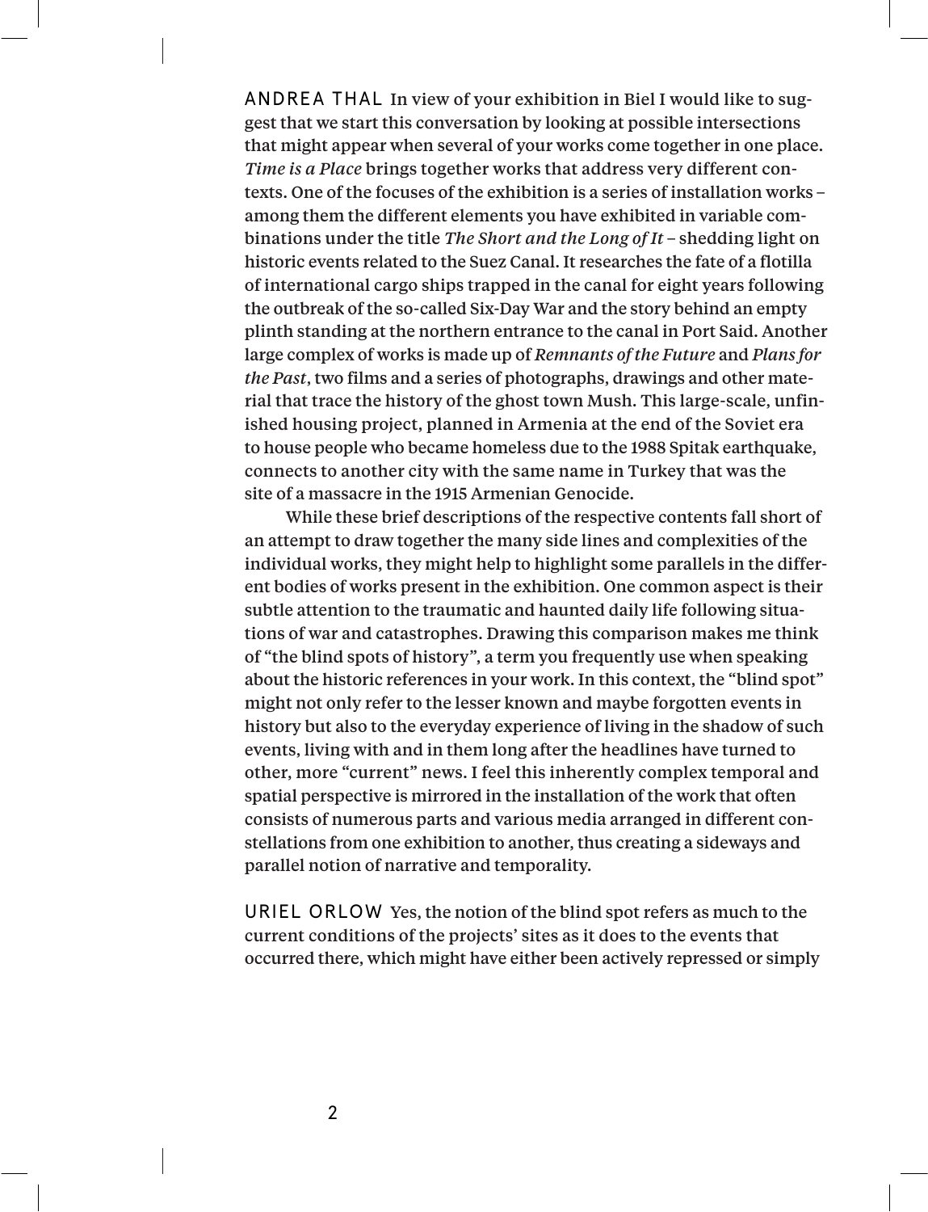ANDREA THAL In view of your exhibition in Biel I would like to suggest that we start this conversation by looking at possible intersections that might appear when several of your works come together in one place. *Time is a Place* brings together works that address very different contexts. One of the focuses of the exhibition is a series of installation works – among them the different elements you have exhibited in variable combinations under the title *The Short and the Long of It* – shedding light on historic events related to the Suez Canal. It researches the fate of a flotilla of international cargo ships trapped in the canal for eight years following the outbreak of the so-called Six-Day War and the story behind an empty plinth standing at the northern entrance to the canal in Port Said. Another large complex of works is made up of *Remnants of the Future* and *Plans for the Past*, two films and a series of photographs, drawings and other material that trace the history of the ghost town Mush. This large-scale, unfinished housing project, planned in Armenia at the end of the Soviet era to house people who became homeless due to the 1988 Spitak earthquake, connects to another city with the same name in Turkey that was the site of a massacre in the 1915 Armenian Genocide.

While these brief descriptions of the respective contents fall short of an attempt to draw together the many side lines and complexities of the individual works, they might help to highlight some parallels in the different bodies of works present in the exhibition. One common aspect is their subtle attention to the traumatic and haunted daily life following situations of war and catastrophes. Drawing this comparison makes me think of "the blind spots of history", a term you frequently use when speaking about the historic references in your work. In this context, the "blind spot" might not only refer to the lesser known and maybe forgotten events in history but also to the everyday experience of living in the shadow of such events, living with and in them long after the headlines have turned to other, more "current" news. I feel this inherently complex temporal and spatial perspective is mirrored in the installation of the work that often consists of numerous parts and various media arranged in different constellations from one exhibition to another, thus creating a sideways and parallel notion of narrative and temporality.

URIEL ORLOW Yes, the notion of the blind spot refers as much to the current conditions of the projects' sites as it does to the events that occurred there, which might have either been actively repressed or simply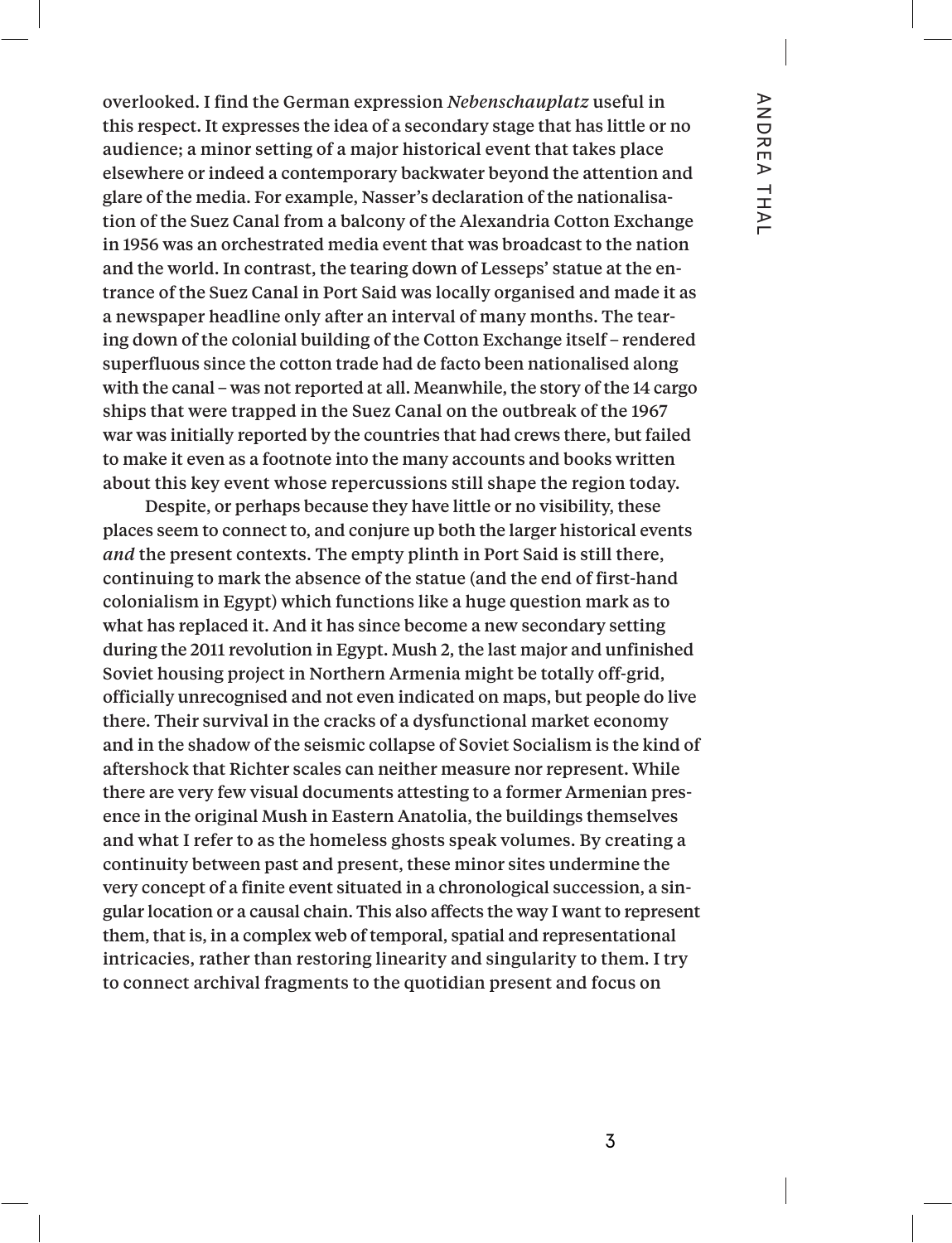overlooked. I find the German expression *Nebenschauplatz* useful in this respect. It expresses the idea of a secondary stage that has little or no audience; a minor setting of a major historical event that takes place elsewhere or indeed a contemporary backwater beyond the attention and glare of the media. For example, Nasser's declaration of the nationalisation of the Suez Canal from a balcony of the Alexandria Cotton Exchange in 1956 was an orchestrated media event that was broadcast to the nation and the world. In contrast, the tearing down of Lesseps' statue at the entrance of the Suez Canal in Port Said was locally organised and made it as a newspaper headline only after an interval of many months. The tearing down of the colonial building of the Cotton Exchange itself – rendered superfluous since the cotton trade had de facto been nationalised along with the canal – was not reported at all. Meanwhile, the story of the 14 cargo ships that were trapped in the Suez Canal on the outbreak of the 1967 war was initially reported by the countries that had crews there, but failed to make it even as a footnote into the many accounts and books written about this key event whose repercussions still shape the region today.

Despite, or perhaps because they have little or no visibility, these places seem to connect to, and conjure up both the larger historical events *and* the present contexts. The empty plinth in Port Said is still there, continuing to mark the absence of the statue (and the end of first-hand colonialism in Egypt) which functions like a huge question mark as to what has replaced it. And it has since become a new secondary setting during the 2011 revolution in Egypt. Mush 2, the last major and unfinished Soviet housing project in Northern Armenia might be totally off-grid, officially unrecognised and not even indicated on maps, but people do live there. Their survival in the cracks of a dysfunctional market economy and in the shadow of the seismic collapse of Soviet Socialism is the kind of aftershock that Richter scales can neither measure nor represent. While there are very few visual documents attesting to a former Armenian presence in the original Mush in Eastern Anatolia, the buildings themselves and what I refer to as the homeless ghosts speak volumes. By creating a continuity between past and present, these minor sites undermine the very concept of a finite event situated in a chronological succession, a singular location or a causal chain. This also affects the way I want to represent them, that is, in a complex web of temporal, spatial and representational intricacies, rather than restoring linearity and singularity to them. I try to connect archival fragments to the quotidian present and focus on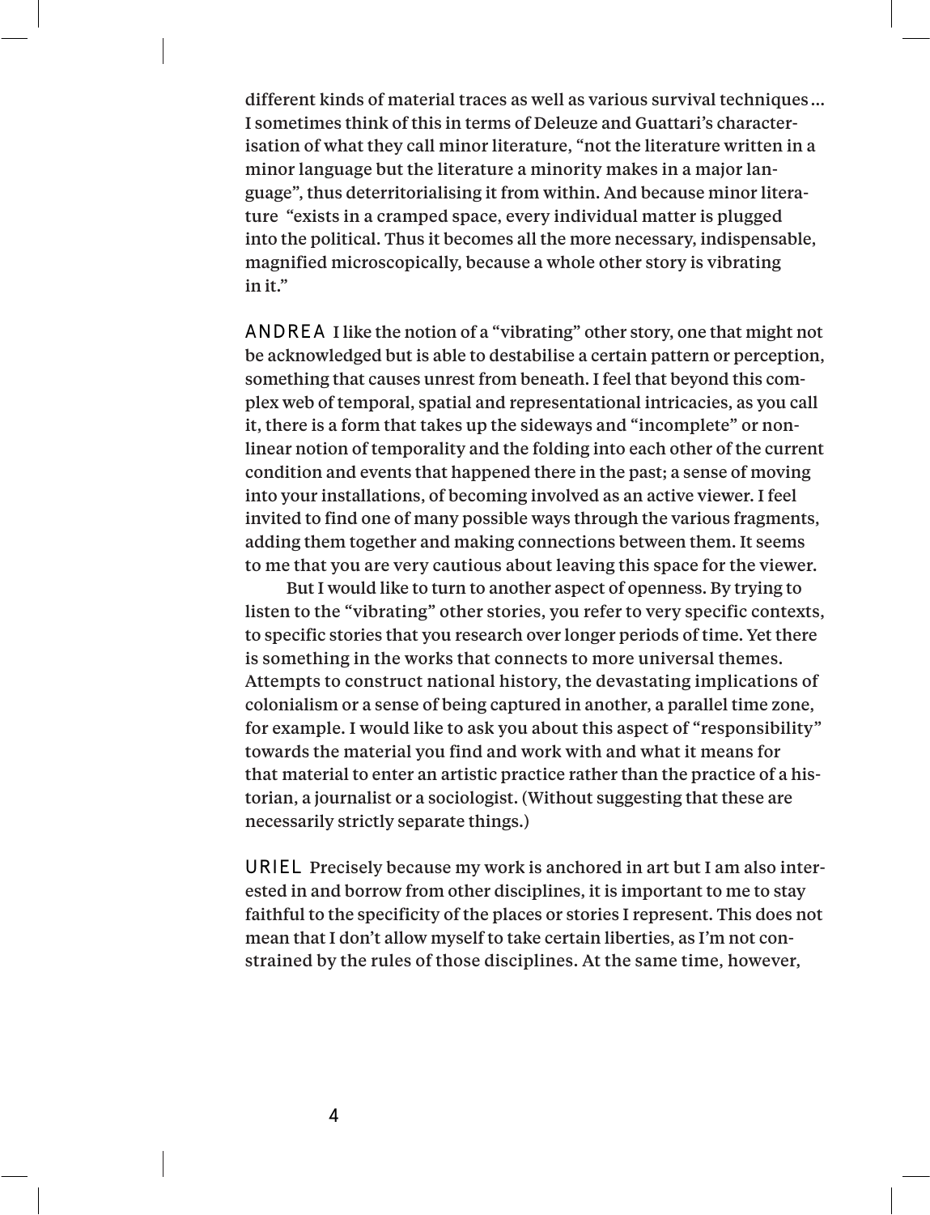different kinds of material traces as well as various survival techniques… I sometimes think of this in terms of Deleuze and Guattari's characterisation of what they call minor literature, "not the literature written in a minor language but the literature a minority makes in a major language", thus deterritorialising it from within. And because minor literature "exists in a cramped space, every individual matter is plugged into the political. Thus it becomes all the more necessary, indispensable, magnified microscopically, because a whole other story is vibrating in it."

ANDREA I like the notion of a "vibrating" other story, one that might not be acknowledged but is able to destabilise a certain pattern or perception, something that causes unrest from beneath. I feel that beyond this complex web of temporal, spatial and representational intricacies, as you call it, there is a form that takes up the sideways and "incomplete" or nonlinear notion of temporality and the folding into each other of the current condition and events that happened there in the past; a sense of moving into your installations, of becoming involved as an active viewer. I feel invited to find one of many possible ways through the various fragments, adding them together and making connections between them. It seems to me that you are very cautious about leaving this space for the viewer.

But I would like to turn to another aspect of openness. By trying to listen to the "vibrating" other stories, you refer to very specific contexts, to specific stories that you research over longer periods of time. Yet there is something in the works that connects to more universal themes. Attempts to construct national history, the devastating implications of colonialism or a sense of being captured in another, a parallel time zone, for example. I would like to ask you about this aspect of "responsibility" towards the material you find and work with and what it means for that material to enter an artistic practice rather than the practice of a historian, a journalist or a sociologist. (Without suggesting that these are necessarily strictly separate things.)

URIEL Precisely because my work is anchored in art but I am also interested in and borrow from other disciplines, it is important to me to stay faithful to the specificity of the places or stories I represent. This does not mean that I don't allow myself to take certain liberties, as I'm not constrained by the rules of those disciplines. At the same time, however,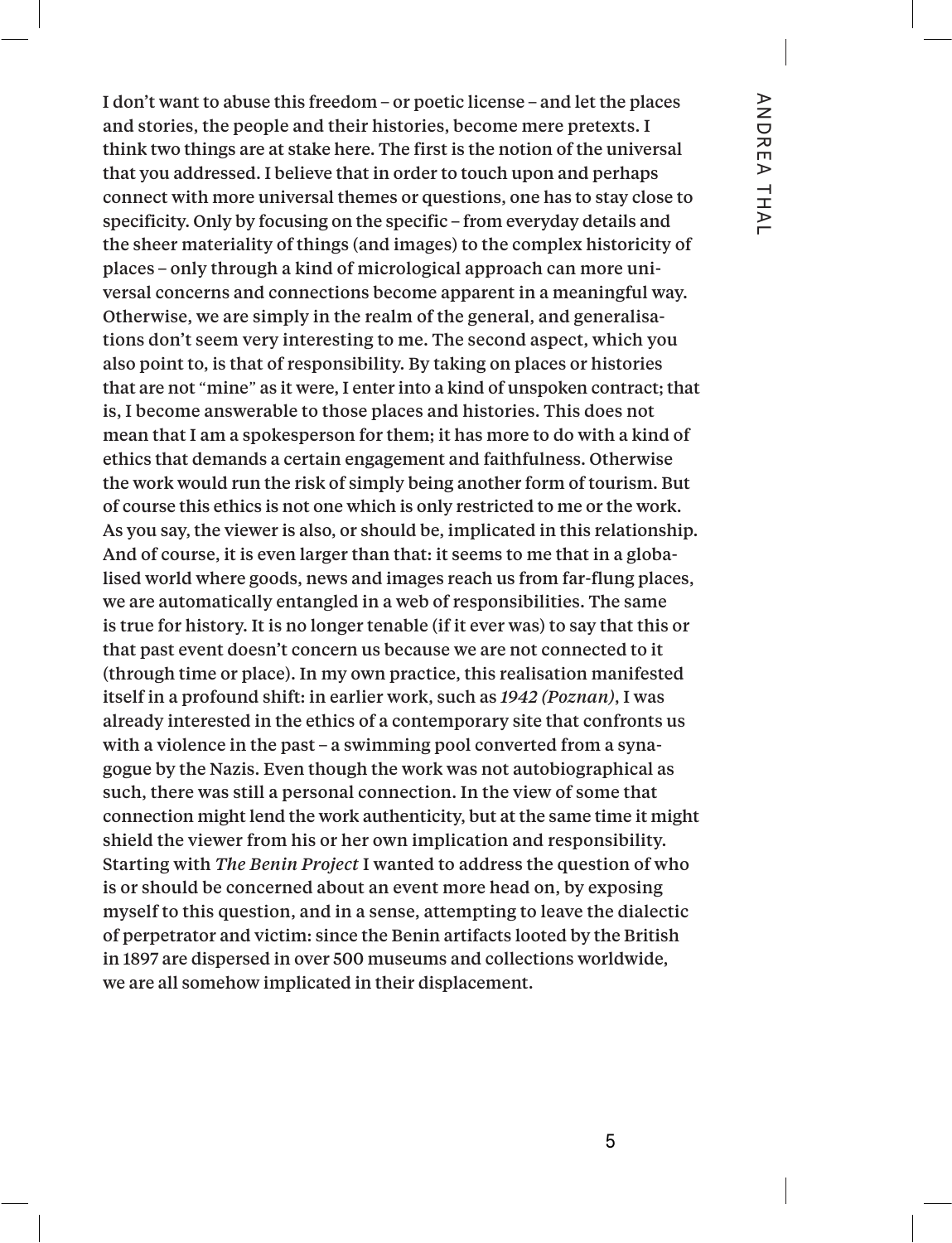I don't want to abuse this freedom – or poetic license – and let the places and stories, the people and their histories, become mere pretexts. I think two things are at stake here. The first is the notion of the universal that you addressed. I believe that in order to touch upon and perhaps connect with more universal themes or questions, one has to stay close to specificity. Only by focusing on the specific – from everyday details and the sheer materiality of things (and images) to the complex historicity of places – only through a kind of micrological approach can more universal concerns and connections become apparent in a meaningful way. Otherwise, we are simply in the realm of the general, and generalisations don't seem very interesting to me. The second aspect, which you also point to, is that of responsibility. By taking on places or histories that are not "mine" as it were, I enter into a kind of unspoken contract; that is, I become answerable to those places and histories. This does not mean that I am a spokesperson for them; it has more to do with a kind of ethics that demands a certain engagement and faithfulness. Otherwise the work would run the risk of simply being another form of tourism. But of course this ethics is not one which is only restricted to me or the work. As you say, the viewer is also, or should be, implicated in this relationship. And of course, it is even larger than that: it seems to me that in a globalised world where goods, news and images reach us from far-flung places, we are automatically entangled in a web of responsibilities. The same is true for history. It is no longer tenable (if it ever was) to say that this or that past event doesn't concern us because we are not connected to it (through time or place). In my own practice, this realisation manifested itself in a profound shift: in earlier work, such as *1942 (Poznan)*, I was already interested in the ethics of a contemporary site that confronts us with a violence in the past – a swimming pool converted from a synagogue by the Nazis. Even though the work was not autobiographical as such, there was still a personal connection. In the view of some that connection might lend the work authenticity, but at the same time it might shield the viewer from his or her own implication and responsibility. Starting with *The Benin Project* I wanted to address the question of who is or should be concerned about an event more head on, by exposing myself to this question, and in a sense, attempting to leave the dialectic of perpetrator and victim: since the Benin artifacts looted by the British in 1897 are dispersed in over 500 museums and collections worldwide, we are all somehow implicated in their displacement.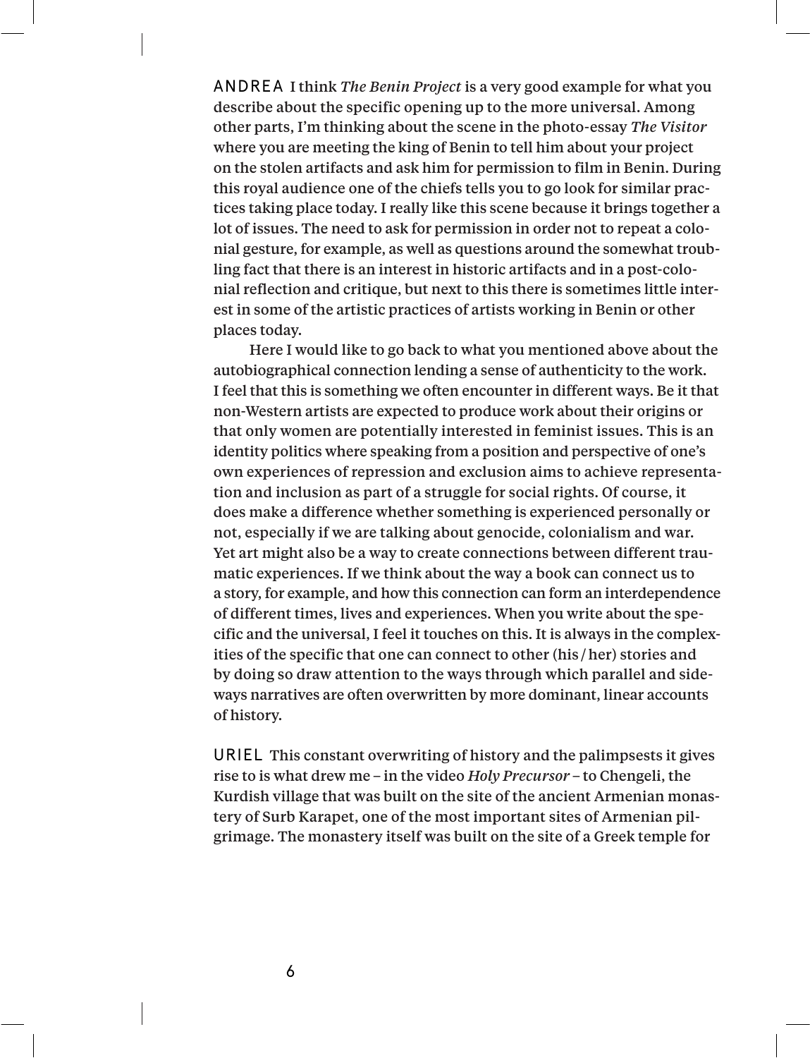ANDREA I think *The Benin Project* is a very good example for what you describe about the specific opening up to the more universal. Among other parts, I'm thinking about the scene in the photo-essay *The Visitor* where you are meeting the king of Benin to tell him about your project on the stolen artifacts and ask him for permission to film in Benin. During this royal audience one of the chiefs tells you to go look for similar practices taking place today. I really like this scene because it brings together a lot of issues. The need to ask for permission in order not to repeat a colonial gesture, for example, as well as questions around the somewhat troubling fact that there is an interest in historic artifacts and in a post-colonial reflection and critique, but next to this there is sometimes little interest in some of the artistic practices of artists working in Benin or other places today.

Here I would like to go back to what you mentioned above about the autobiographical connection lending a sense of authenticity to the work. I feel that this is something we often encounter in different ways. Be it that non-Western artists are expected to produce work about their origins or that only women are potentially interested in feminist issues. This is an identity politics where speaking from a position and perspective of one's own experiences of repression and exclusion aims to achieve representation and inclusion as part of a struggle for social rights. Of course, it does make a difference whether something is experienced personally or not, especially if we are talking about genocide, colonialism and war. Yet art might also be a way to create connections between different traumatic experiences. If we think about the way a book can connect us to a story, for example, and how this connection can form an interdependence of different times, lives and experiences. When you write about the specific and the universal, I feel it touches on this. It is always in the complexities of the specific that one can connect to other (his / her) stories and by doing so draw attention to the ways through which parallel and sideways narratives are often overwritten by more dominant, linear accounts of history.

URIEL This constant overwriting of history and the palimpsests it gives rise to is what drew me – in the video *Holy Precursor* – to Chengeli, the Kurdish village that was built on the site of the ancient Armenian monastery of Surb Karapet, one of the most important sites of Armenian pilgrimage. The monastery itself was built on the site of a Greek temple for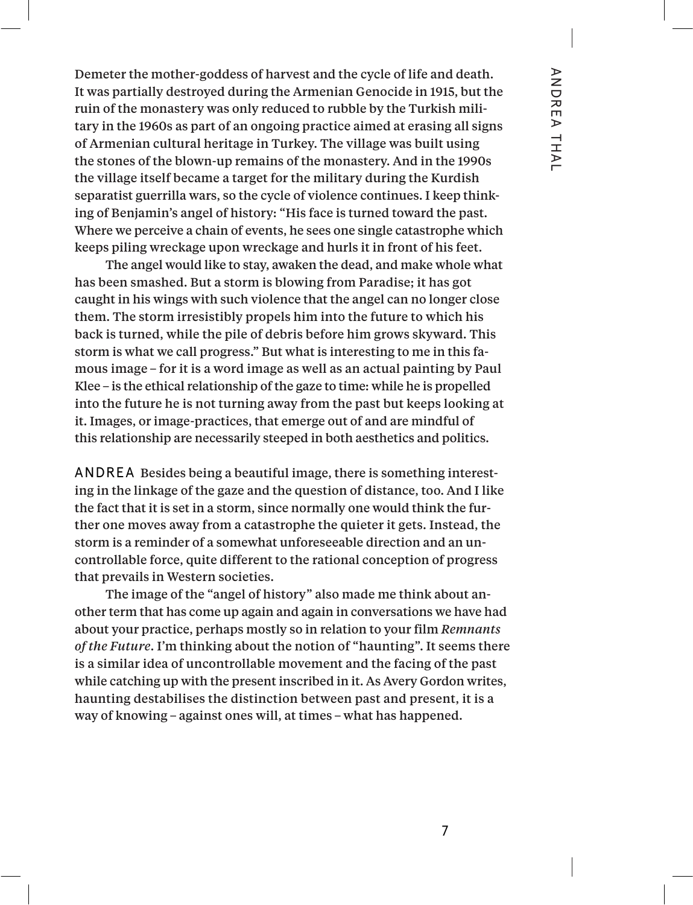Demeter the mother-goddess of harvest and the cycle of life and death. It was partially destroyed during the Armenian Genocide in 1915, but the ruin of the monastery was only reduced to rubble by the Turkish military in the 1960s as part of an ongoing practice aimed at erasing all signs of Armenian cultural heritage in Turkey. The village was built using the stones of the blown-up remains of the monastery. And in the 1990s the village itself became a target for the military during the Kurdish separatist guerrilla wars, so the cycle of violence continues. I keep thinking of Benjamin's angel of history: "His face is turned toward the past. Where we perceive a chain of events, he sees one single catastrophe which keeps piling wreckage upon wreckage and hurls it in front of his feet.

The angel would like to stay, awaken the dead, and make whole what has been smashed. But a storm is blowing from Paradise; it has got caught in his wings with such violence that the angel can no longer close them. The storm irresistibly propels him into the future to which his back is turned, while the pile of debris before him grows skyward. This storm is what we call progress." But what is interesting to me in this famous image – for it is a word image as well as an actual painting by Paul Klee – is the ethical relationship of the gaze to time: while he is propelled into the future he is not turning away from the past but keeps looking at it. Images, or image-practices, that emerge out of and are mindful of this relationship are necessarily steeped in both aesthetics and politics.

ANDREA Besides being a beautiful image, there is something interesting in the linkage of the gaze and the question of distance, too. And I like the fact that it is set in a storm, since normally one would think the further one moves away from a catastrophe the quieter it gets. Instead, the storm is a reminder of a somewhat unforeseeable direction and an uncontrollable force, quite different to the rational conception of progress that prevails in Western societies.

The image of the "angel of history" also made me think about another term that has come up again and again in conversations we have had about your practice, perhaps mostly so in relation to your film *Remnants of the Future*. I'm thinking about the notion of "haunting". It seems there is a similar idea of uncontrollable movement and the facing of the past while catching up with the present inscribed in it. As Avery Gordon writes, haunting destabilises the distinction between past and present, it is a way of knowing – against ones will, at times – what has happened.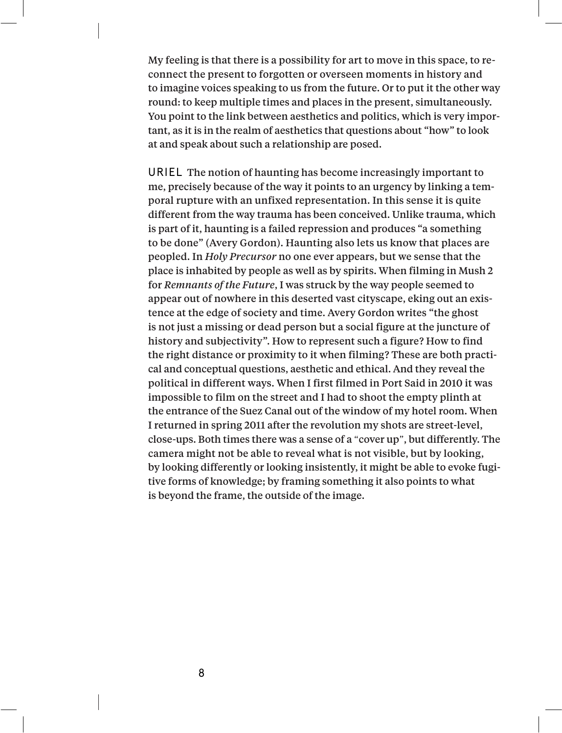My feeling is that there is a possibility for art to move in this space, to reconnect the present to forgotten or overseen moments in history and to imagine voices speaking to us from the future. Or to put it the other way round: to keep multiple times and places in the present, simultaneously. You point to the link between aesthetics and politics, which is very important, as it is in the realm of aesthetics that questions about "how" to look at and speak about such a relationship are posed.

URIEL The notion of haunting has become increasingly important to me, precisely because of the way it points to an urgency by linking a temporal rupture with an unfixed representation. In this sense it is quite different from the way trauma has been conceived. Unlike trauma, which is part of it, haunting is a failed repression and produces "a something to be done" (Avery Gordon). Haunting also lets us know that places are peopled. In *Holy Precursor* no one ever appears, but we sense that the place is inhabited by people as well as by spirits. When filming in Mush 2 for *Remnants of the Future*, I was struck by the way people seemed to appear out of nowhere in this deserted vast cityscape, eking out an existence at the edge of society and time. Avery Gordon writes "the ghost is not just a missing or dead person but a social figure at the juncture of history and subjectivity". How to represent such a figure? How to find the right distance or proximity to it when filming? These are both practical and conceptual questions, aesthetic and ethical. And they reveal the political in different ways. When I first filmed in Port Said in 2010 it was impossible to film on the street and I had to shoot the empty plinth at the entrance of the Suez Canal out of the window of my hotel room. When I returned in spring 2011 after the revolution my shots are street-level, close-ups. Both times there was a sense of a "cover up", but differently. The camera might not be able to reveal what is not visible, but by looking, by looking differently or looking insistently, it might be able to evoke fugitive forms of knowledge; by framing something it also points to what is beyond the frame, the outside of the image.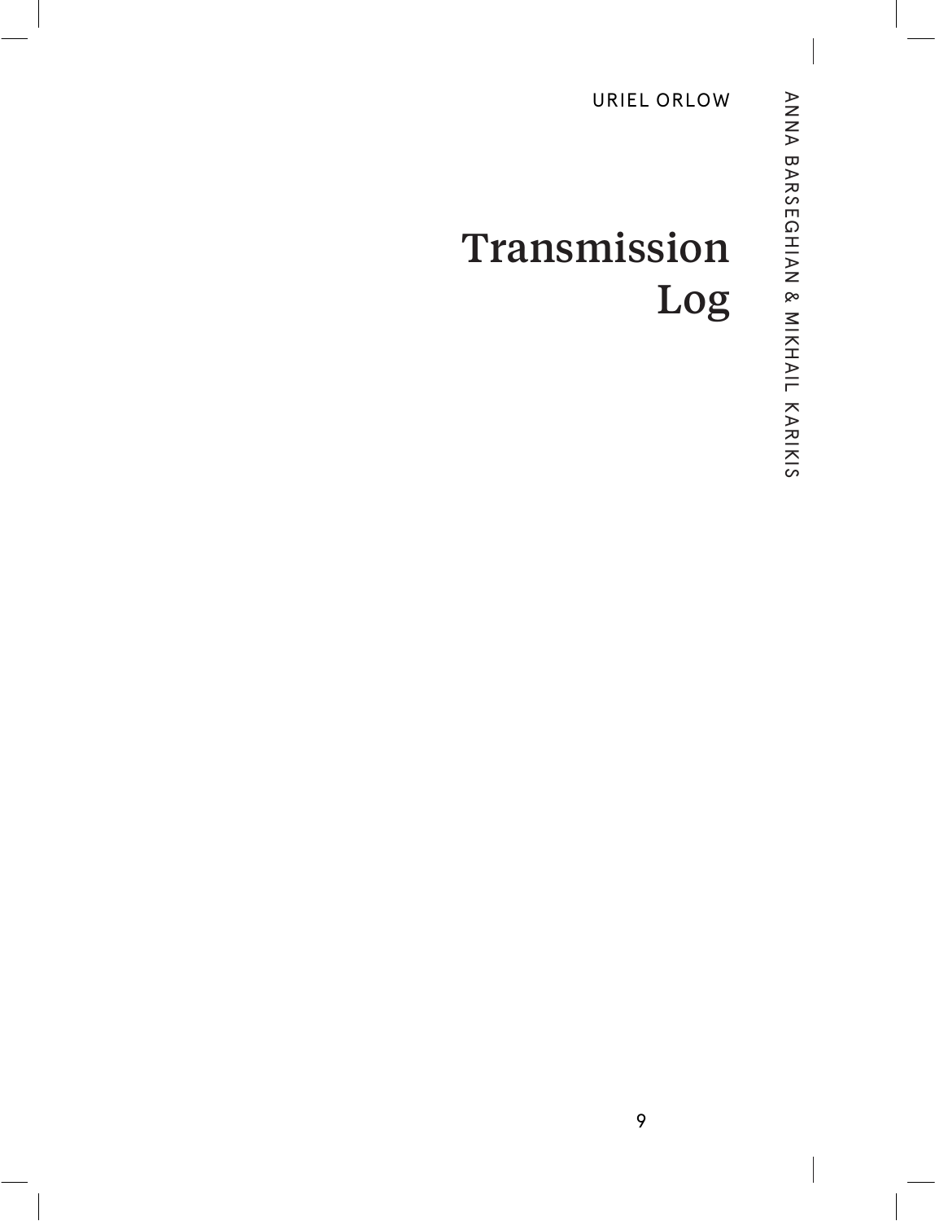URIEL ORLOW

# Transmission Log

ANNA BARSEGHIAN & MIKHAIL KARIKIS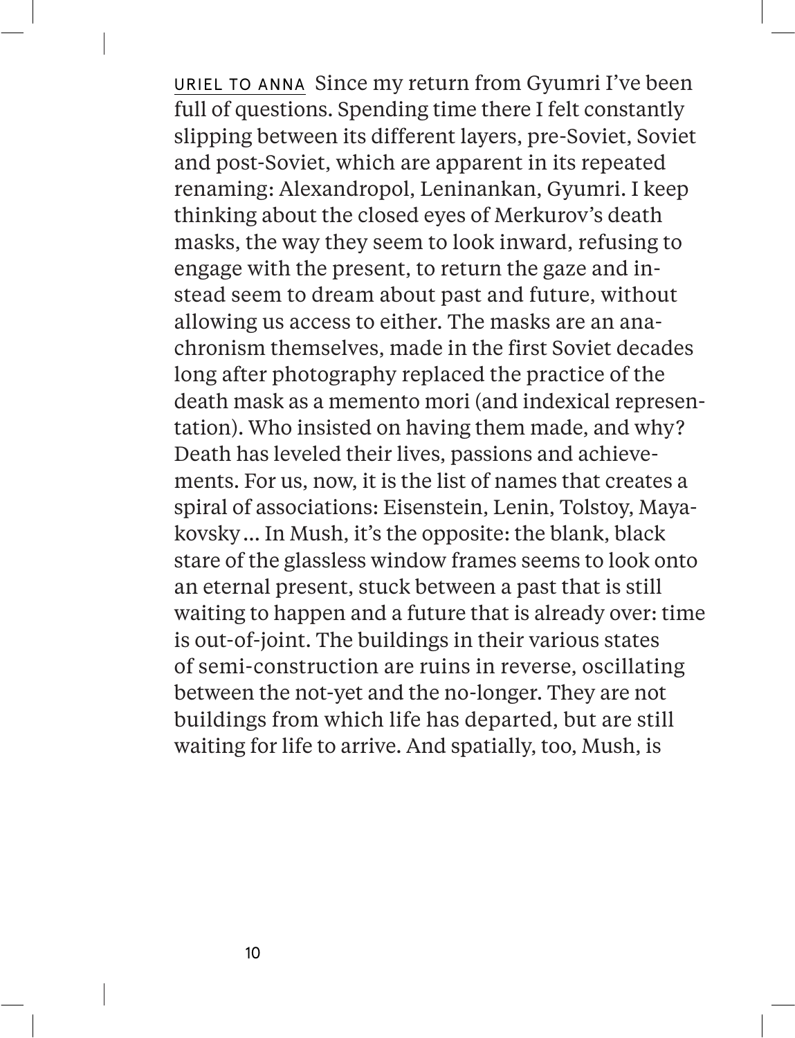URIEL TO ANNA Since my return from Gyumri I've been full of questions. Spending time there I felt constantly slipping between its different layers, pre-Soviet, Soviet and post-Soviet, which are apparent in its repeated renaming: Alexandropol, Leninankan, Gyumri. I keep thinking about the closed eyes of Merkurov's death masks, the way they seem to look inward, refusing to engage with the present, to return the gaze and instead seem to dream about past and future, without allowing us access to either. The masks are an anachronism themselves, made in the first Soviet decades long after photography replaced the practice of the death mask as a memento mori (and indexical representation). Who insisted on having them made, and why? Death has leveled their lives, passions and achievements. For us, now, it is the list of names that creates a spiral of associations: Eisenstein, Lenin, Tolstoy, Mayakovsky … In Mush, it's the opposite: the blank, black stare of the glassless window frames seems to look onto an eternal present, stuck between a past that is still waiting to happen and a future that is already over: time is out-of-joint. The buildings in their various states of semi-construction are ruins in reverse, oscillating between the not-yet and the no-longer. They are not buildings from which life has departed, but are still waiting for life to arrive. And spatially, too, Mush, is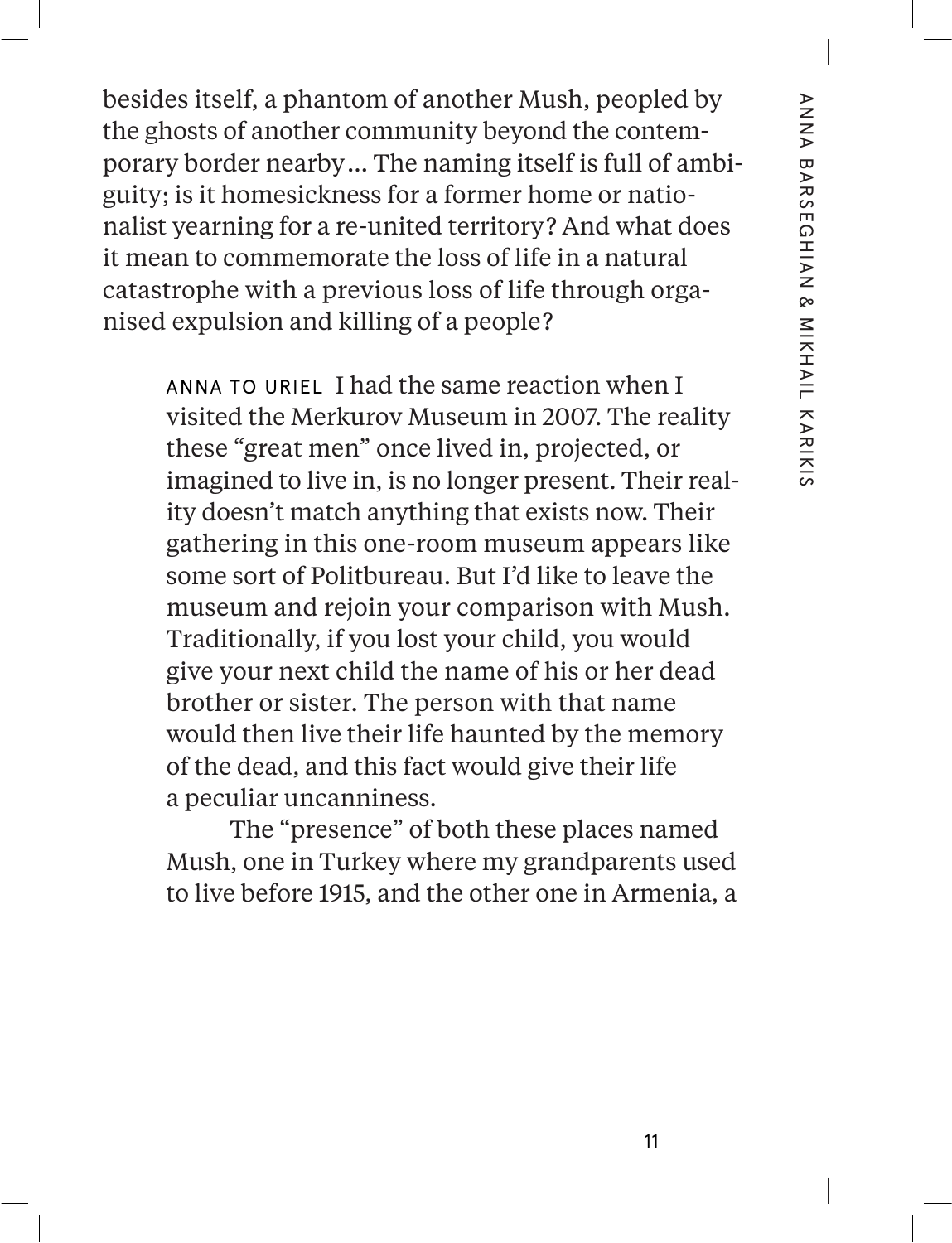besides itself, a phantom of another Mush, peopled by the ghosts of another community beyond the contemporary border nearby… The naming itself is full of ambiguity; is it homesickness for a former home or nationalist yearning for a re-united territory? And what does it mean to commemorate the loss of life in a natural catastrophe with a previous loss of life through organised expulsion and killing of a people?

> ANNA TO URIEL I had the same reaction when I visited the Merkurov Museum in 2007. The reality these "great men" once lived in, projected, or imagined to live in, is no longer present. Their reality doesn't match anything that exists now. Their gathering in this one-room museum appears like some sort of Politbureau. But I'd like to leave the museum and rejoin your comparison with Mush. Traditionally, if you lost your child, you would give your next child the name of his or her dead brother or sister. The person with that name would then live their life haunted by the memory of the dead, and this fact would give their life a peculiar uncanniness.
>
> The "presence" of both these places named Mush, one in Turkey where my grandparents used to live before 1915, and the other one in Armenia, a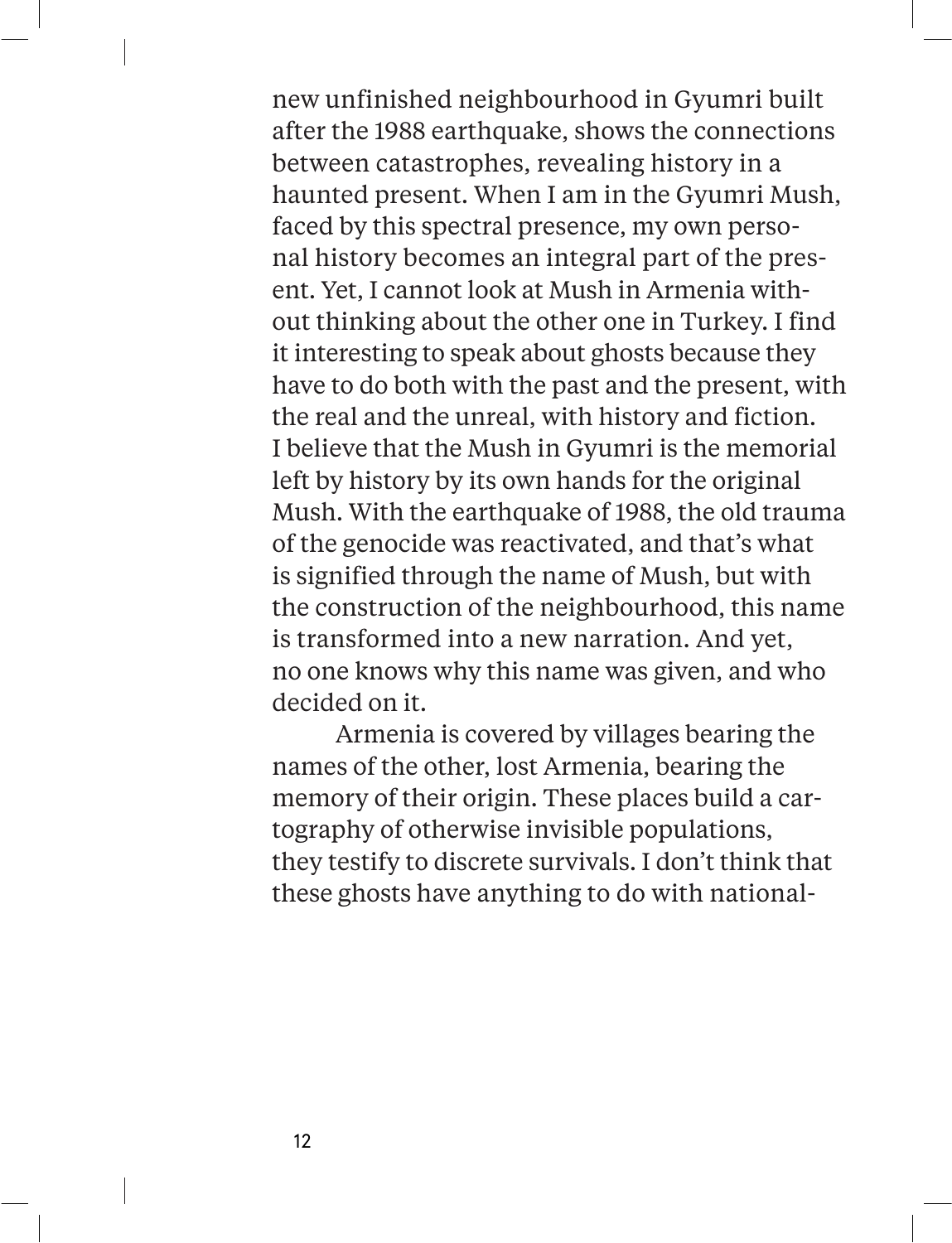new unfinished neighbourhood in Gyumri built after the 1988 earthquake, shows the connections between catastrophes, revealing history in a haunted present. When I am in the Gyumri Mush, faced by this spectral presence, my own personal history becomes an integral part of the present. Yet, I cannot look at Mush in Armenia without thinking about the other one in Turkey. I find it interesting to speak about ghosts because they have to do both with the past and the present, with the real and the unreal, with history and fiction. I believe that the Mush in Gyumri is the memorial left by history by its own hands for the original Mush. With the earthquake of 1988, the old trauma of the genocide was reactivated, and that's what is signified through the name of Mush, but with the construction of the neighbourhood, this name is transformed into a new narration. And yet, no one knows why this name was given, and who decided on it.

Armenia is covered by villages bearing the names of the other, lost Armenia, bearing the memory of their origin. These places build a cartography of otherwise invisible populations, they testify to discrete survivals. I don't think that these ghosts have anything to do with national-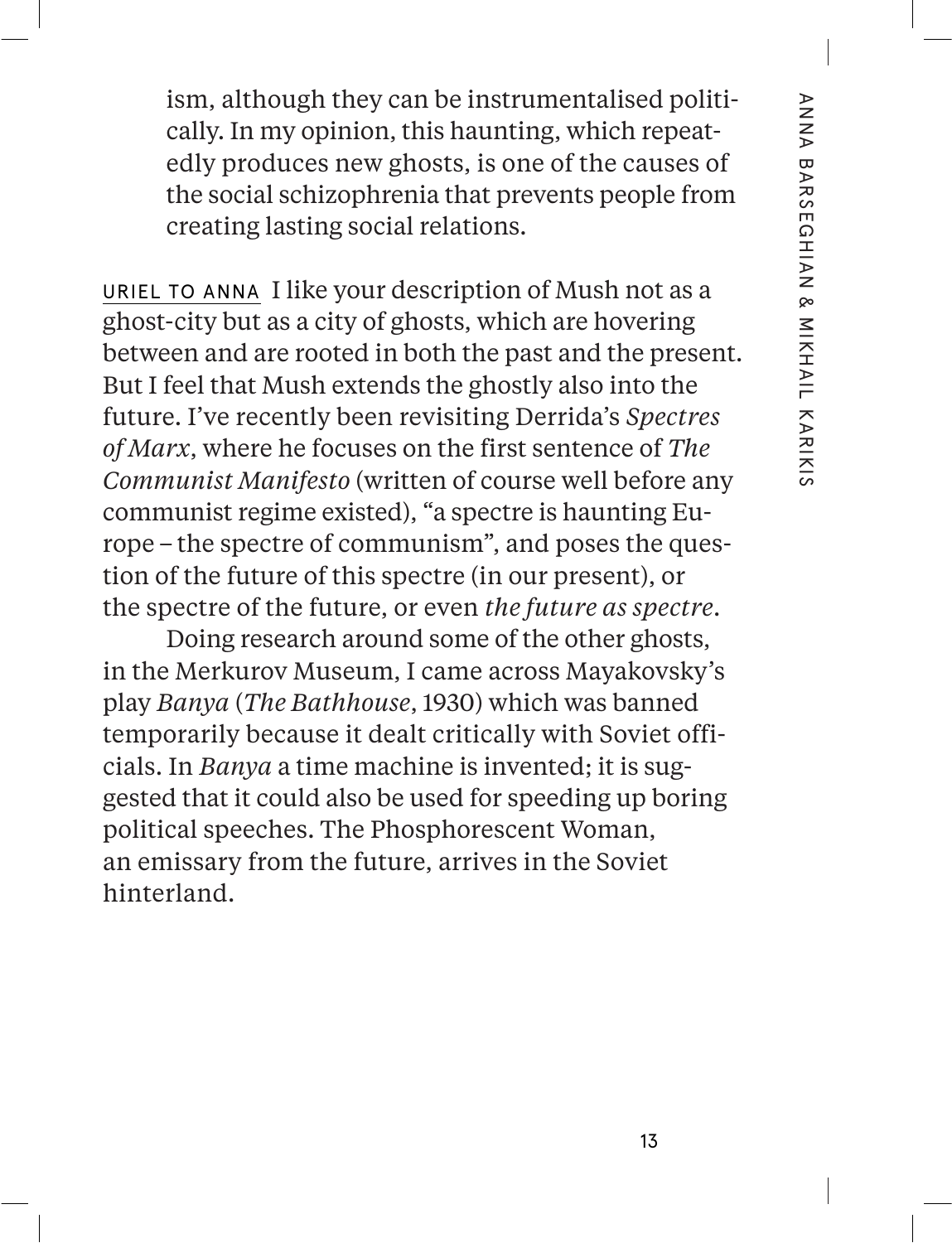ism, although they can be instrumentalised politically. In my opinion, this haunting, which repeatedly produces new ghosts, is one of the causes of the social schizophrenia that prevents people from creating lasting social relations.

URIEL TO ANNA I like your description of Mush not as a ghost-city but as a city of ghosts, which are hovering between and are rooted in both the past and the present. But I feel that Mush extends the ghostly also into the future. I've recently been revisiting Derrida's *Spectres of Marx*, where he focuses on the first sentence of *The Communist Manifesto* (written of course well before any communist regime existed), "a spectre is haunting Europe – the spectre of communism", and poses the question of the future of this spectre (in our present), or the spectre of the future, or even *the future as spectre*.

Doing research around some of the other ghosts, in the Merkurov Museum, I came across Mayakovsky's play *Banya* (*The Bathhouse*, 1930) which was banned temporarily because it dealt critically with Soviet officials. In *Banya* a time machine is invented; it is suggested that it could also be used for speeding up boring political speeches. The Phosphorescent Woman, an emissary from the future, arrives in the Soviet hinterland.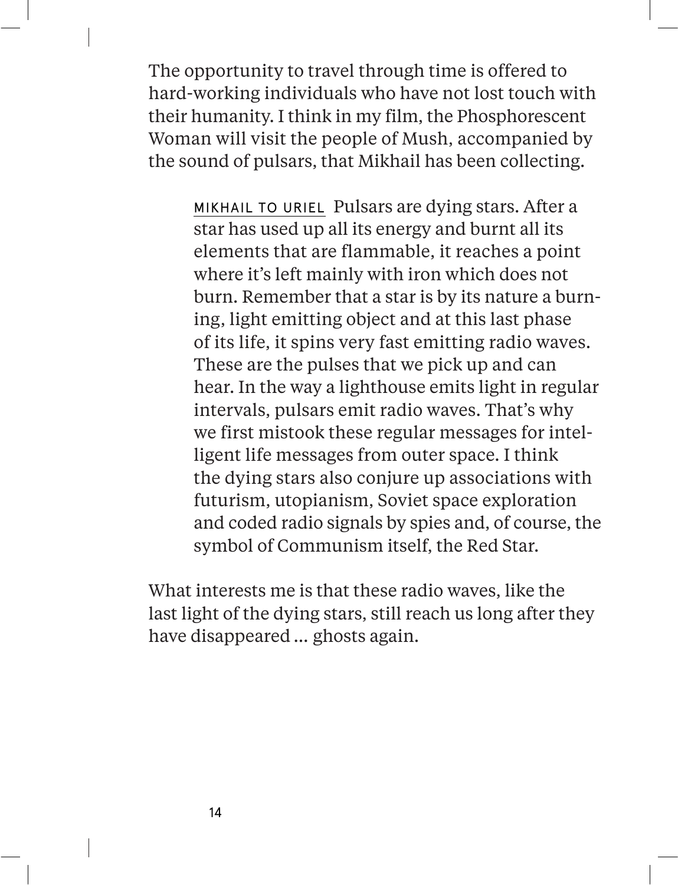The opportunity to travel through time is offered to hard-working individuals who have not lost touch with their humanity. I think in my film, the Phosphorescent Woman will visit the people of Mush, accompanied by the sound of pulsars, that Mikhail has been collecting.

> MIKHAIL TO URIEL Pulsars are dying stars. After a star has used up all its energy and burnt all its elements that are flammable, it reaches a point where it's left mainly with iron which does not burn. Remember that a star is by its nature a burning, light emitting object and at this last phase of its life, it spins very fast emitting radio waves. These are the pulses that we pick up and can hear. In the way a lighthouse emits light in regular intervals, pulsars emit radio waves. That's why we first mistook these regular messages for intelligent life messages from outer space. I think the dying stars also conjure up associations with futurism, utopianism, Soviet space exploration and coded radio signals by spies and, of course, the symbol of Communism itself, the Red Star.

What interests me is that these radio waves, like the last light of the dying stars, still reach us long after they have disappeared … ghosts again.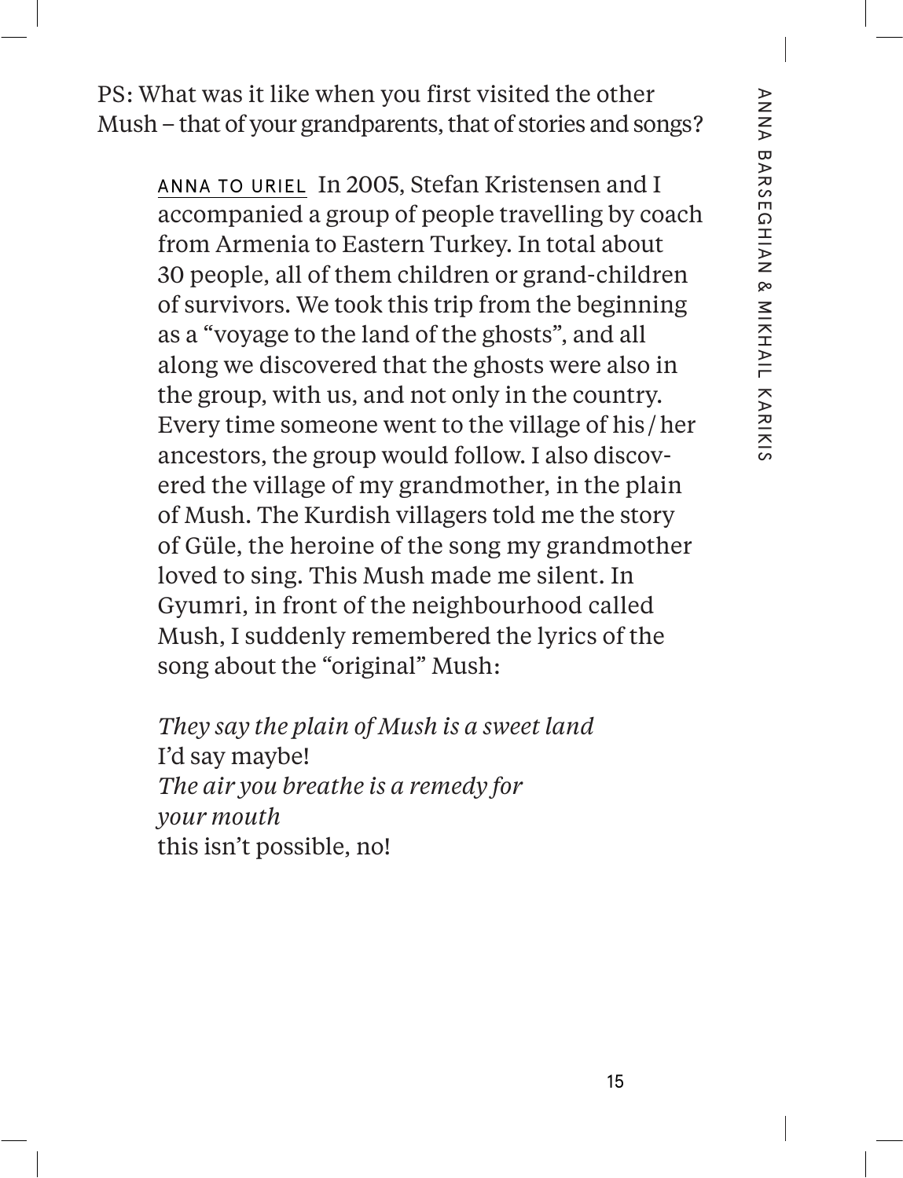PS: What was it like when you first visited the other Mush – that of your grandparents, that of stories and songs?

ANNA TO URIEL In 2005, Stefan Kristensen and I accompanied a group of people travelling by coach from Armenia to Eastern Turkey. In total about 30 people, all of them children or grand-children of survivors. We took this trip from the beginning as a "voyage to the land of the ghosts", and all along we discovered that the ghosts were also in the group, with us, and not only in the country. Every time someone went to the village of his / her ancestors, the group would follow. I also discovered the village of my grandmother, in the plain of Mush. The Kurdish villagers told me the story of Güle, the heroine of the song my grandmother loved to sing. This Mush made me silent. In Gyumri, in front of the neighbourhood called Mush, I suddenly remembered the lyrics of the song about the "original" Mush:

*They say the plain of Mush is a sweet land*  
I'd say maybe!  
*The air you breathe is a remedy for your mouth*  
this isn't possible, no!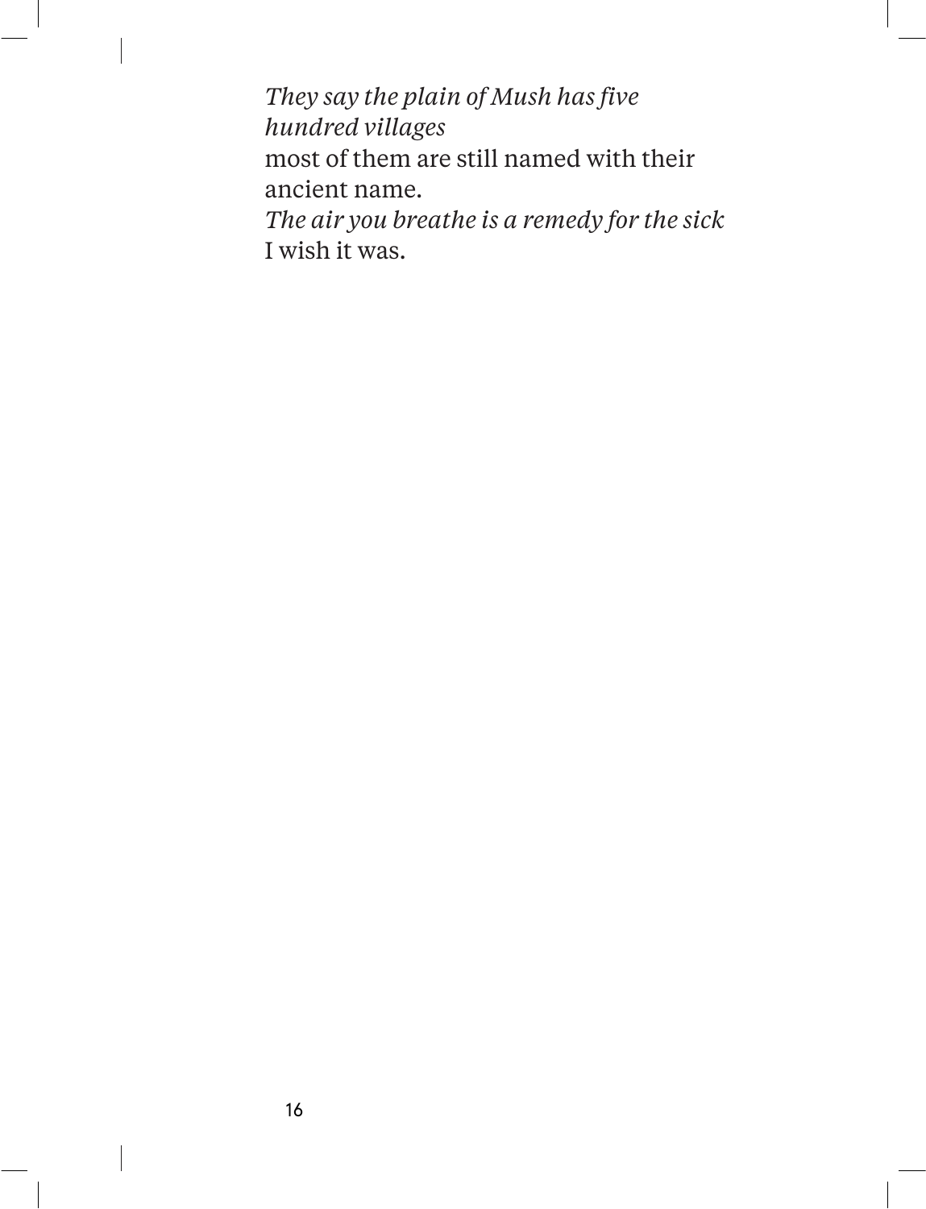*They say the plain of Mush has five hundred villages*
most of them are still named with their ancient name.
*The air you breathe is a remedy for the sick*
I wish it was.